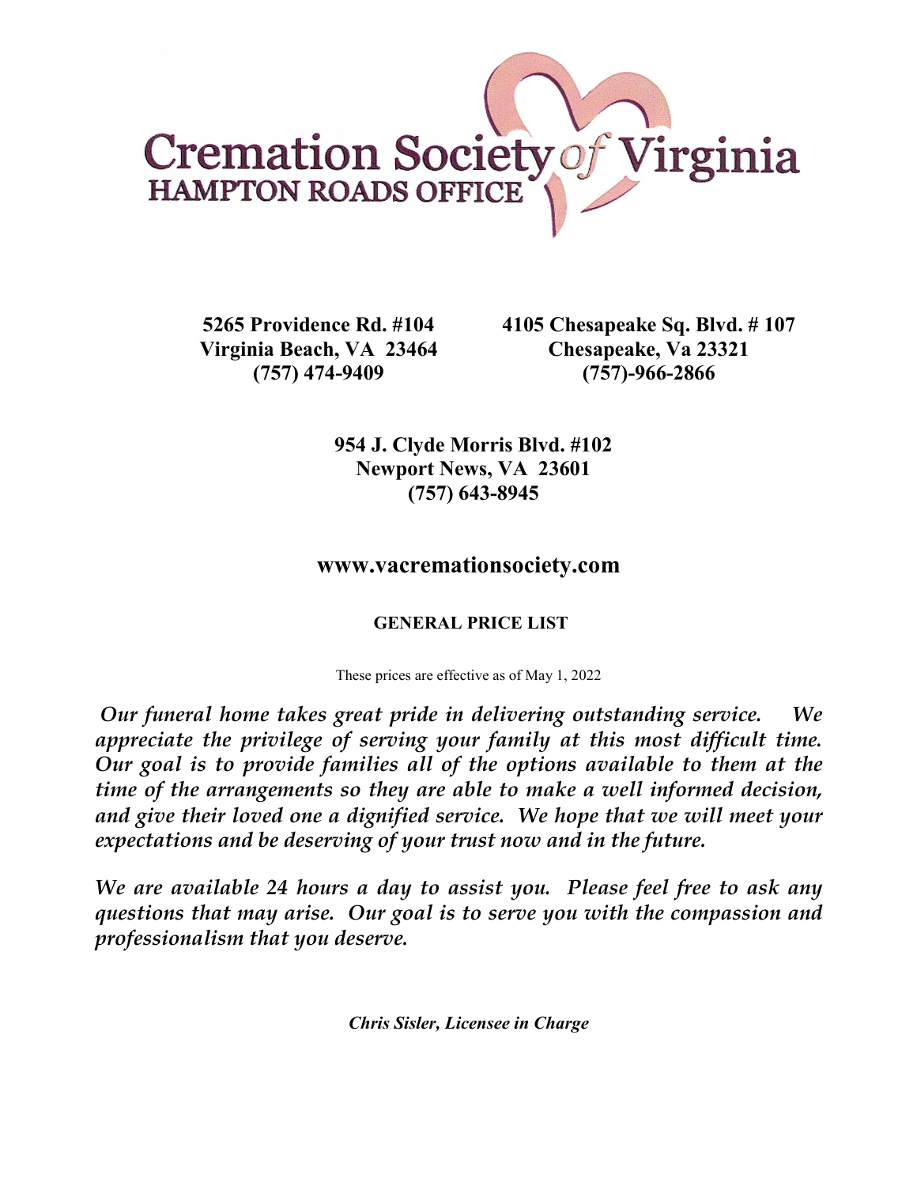# Cremation Society of Virginia
## HAMPTON ROADS OFFICE

**5265 Providence Rd. #104**
**Virginia Beach, VA 23464**
**(757) 474-9409**

**4105 Chesapeake Sq. Blvd. # 107**
**Chesapeake, Va 23321**
**(757)-966-2866**

**954 J. Clyde Morris Blvd. #102**
**Newport News, VA 23601**
**(757) 643-8945**

## www.vacremationsociety.com

### GENERAL PRICE LIST

These prices are effective as of May 1, 2022

***Our funeral home takes great pride in delivering outstanding service. We appreciate the privilege of serving your family at this most difficult time. Our goal is to provide families all of the options available to them at the time of the arrangements so they are able to make a well informed decision, and give their loved one a dignified service. We hope that we will meet your expectations and be deserving of your trust now and in the future.***

***We are available 24 hours a day to assist you. Please feel free to ask any questions that may arise. Our goal is to serve you with the compassion and professionalism that you deserve.***

***Chris Sisler, Licensee in Charge***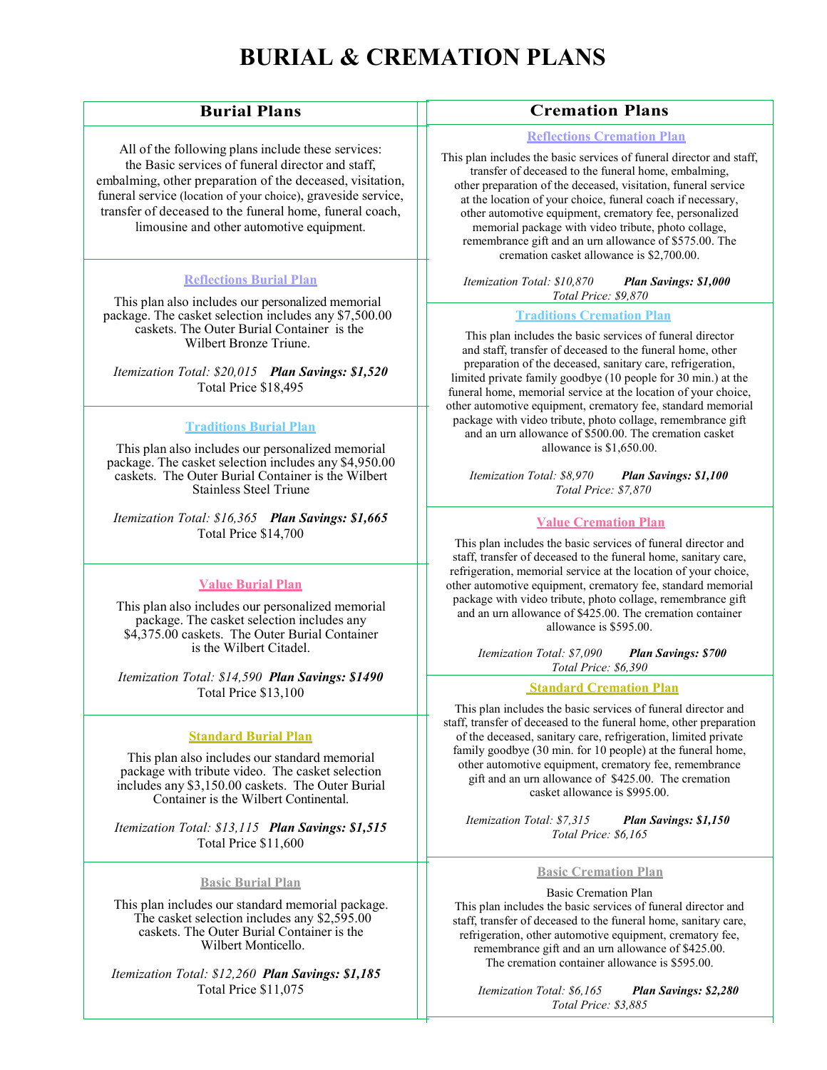# BURIAL & CREMATION PLANS

## Burial Plans

All of the following plans include these services: the Basic services of funeral director and staff, embalming, other preparation of the deceased, visitation, funeral service (location of your choice), graveside service, transfer of deceased to the funeral home, funeral coach, limousine and other automotive equipment.

### Reflections Burial Plan

This plan also includes our personalized memorial package. The casket selection includes any $7,500.00 caskets. The Outer Burial Container is the Wilbert Bronze Triune.

*Itemization Total: $20,015* ***Plan Savings: $1,520***
Total Price $18,495

### Traditions Burial Plan

This plan also includes our personalized memorial package. The casket selection includes any $4,950.00 caskets. The Outer Burial Container is the Wilbert Stainless Steel Triune

*Itemization Total: $16,365* ***Plan Savings: $1,665***
Total Price $14,700

### Value Burial Plan

This plan also includes our personalized memorial package. The casket selection includes any $4,375.00 caskets. The Outer Burial Container is the Wilbert Citadel.

*Itemization Total: $14,590* ***Plan Savings: $1490***
Total Price $13,100

### Standard Burial Plan

This plan also includes our standard memorial package with tribute video. The casket selection includes any $3,150.00 caskets. The Outer Burial Container is the Wilbert Continental.

*Itemization Total: $13,115* ***Plan Savings: $1,515***
Total Price $11,600

### Basic Burial Plan

This plan includes our standard memorial package. The casket selection includes any $2,595.00 caskets. The Outer Burial Container is the Wilbert Monticello.

*Itemization Total: $12,260* ***Plan Savings: $1,185***
Total Price $11,075

## Cremation Plans

### Reflections Cremation Plan

This plan includes the basic services of funeral director and staff, transfer of deceased to the funeral home, embalming, other preparation of the deceased, visitation, funeral service at the location of your choice, funeral coach if necessary, other automotive equipment, crematory fee, personalized memorial package with video tribute, photo collage, remembrance gift and an urn allowance of $575.00. The cremation casket allowance is $2,700.00.

*Itemization Total: $10,870* ***Plan Savings: $1,000***
*Total Price: $9,870*

### Traditions Cremation Plan

This plan includes the basic services of funeral director and staff, transfer of deceased to the funeral home, other preparation of the deceased, sanitary care, refrigeration, limited private family goodbye (10 people for 30 min.) at the funeral home, memorial service at the location of your choice, other automotive equipment, crematory fee, standard memorial package with video tribute, photo collage, remembrance gift and an urn allowance of $500.00. The cremation casket allowance is $1,650.00.

*Itemization Total: $8,970* ***Plan Savings: $1,100***
*Total Price: $7,870*

### Value Cremation Plan

This plan includes the basic services of funeral director and staff, transfer of deceased to the funeral home, sanitary care, refrigeration, memorial service at the location of your choice, other automotive equipment, crematory fee, standard memorial package with video tribute, photo collage, remembrance gift and an urn allowance of $425.00. The cremation container allowance is $595.00.

*Itemization Total: $7,090* ***Plan Savings: $700***
*Total Price: $6,390*

### Standard Cremation Plan

This plan includes the basic services of funeral director and staff, transfer of deceased to the funeral home, other preparation of the deceased, sanitary care, refrigeration, limited private family goodbye (30 min. for 10 people) at the funeral home, other automotive equipment, crematory fee, remembrance gift and an urn allowance of $425.00. The cremation casket allowance is $995.00.

*Itemization Total: $7,315* ***Plan Savings: $1,150***
*Total Price: $6,165*

### Basic Cremation Plan

Basic Cremation Plan
This plan includes the basic services of funeral director and staff, transfer of deceased to the funeral home, sanitary care, refrigeration, other automotive equipment, crematory fee, remembrance gift and an urn allowance of $425.00. The cremation container allowance is $595.00.

*Itemization Total: $6,165* ***Plan Savings: $2,280***
*Total Price: $3,885*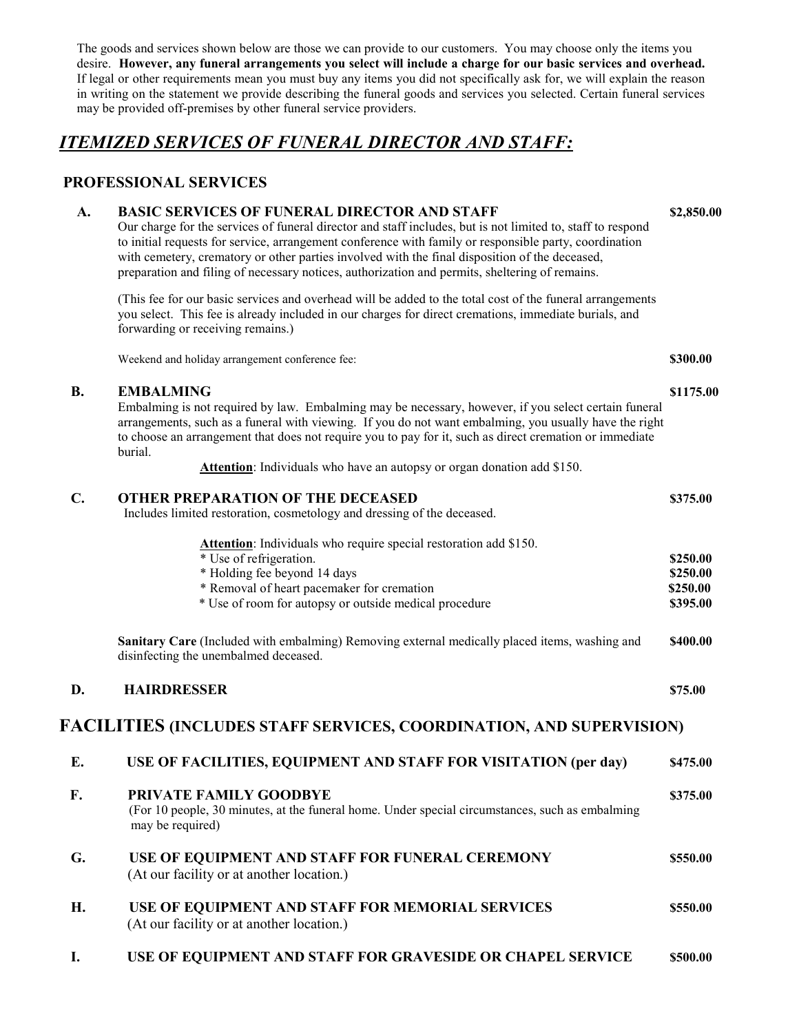The goods and services shown below are those we can provide to our customers. You may choose only the items you desire. **However, any funeral arrangements you select will include a charge for our basic services and overhead.** If legal or other requirements mean you must buy any items you did not specifically ask for, we will explain the reason in writing on the statement we provide describing the funeral goods and services you selected. Certain funeral services may be provided off-premises by other funeral service providers.

## ***ITEMIZED SERVICES OF FUNERAL DIRECTOR AND STAFF:***

### PROFESSIONAL SERVICES

**A. BASIC SERVICES OF FUNERAL DIRECTOR AND STAFF** — **$2,850.00**

Our charge for the services of funeral director and staff includes, but is not limited to, staff to respond to initial requests for service, arrangement conference with family or responsible party, coordination with cemetery, crematory or other parties involved with the final disposition of the deceased, preparation and filing of necessary notices, authorization and permits, sheltering of remains.

(This fee for our basic services and overhead will be added to the total cost of the funeral arrangements you select. This fee is already included in our charges for direct cremations, immediate burials, and forwarding or receiving remains.)

Weekend and holiday arrangement conference fee: **$300.00**

**B. EMBALMING** — **$1175.00**

Embalming is not required by law. Embalming may be necessary, however, if you select certain funeral arrangements, such as a funeral with viewing. If you do not want embalming, you usually have the right to choose an arrangement that does not require you to pay for it, such as direct cremation or immediate burial.

**Attention**: Individuals who have an autopsy or organ donation add $150.

**C. OTHER PREPARATION OF THE DECEASED** — **$375.00**

Includes limited restoration, cosmetology and dressing of the deceased.

**Attention**: Individuals who require special restoration add $150.

| Item | Price |
|---|---|
| * Use of refrigeration. | **$250.00** |
| * Holding fee beyond 14 days | **$250.00** |
| * Removal of heart pacemaker for cremation | **$250.00** |
| * Use of room for autopsy or outside medical procedure | **$395.00** |

**Sanitary Care** (Included with embalming) Removing external medically placed items, washing and disinfecting the unembalmed deceased. — **$400.00**

**D. HAIRDRESSER** — **$75.00**

### FACILITIES (INCLUDES STAFF SERVICES, COORDINATION, AND SUPERVISION)

**E. USE OF FACILITIES, EQUIPMENT AND STAFF FOR VISITATION (per day)** — **$475.00**

**F. PRIVATE FAMILY GOODBYE** — **$375.00**

(For 10 people, 30 minutes, at the funeral home. Under special circumstances, such as embalming may be required)

**G. USE OF EQUIPMENT AND STAFF FOR FUNERAL CEREMONY** — **$550.00**

(At our facility or at another location.)

**H. USE OF EQUIPMENT AND STAFF FOR MEMORIAL SERVICES** — **$550.00**

(At our facility or at another location.)

**I. USE OF EQUIPMENT AND STAFF FOR GRAVESIDE OR CHAPEL SERVICE** — **$500.00**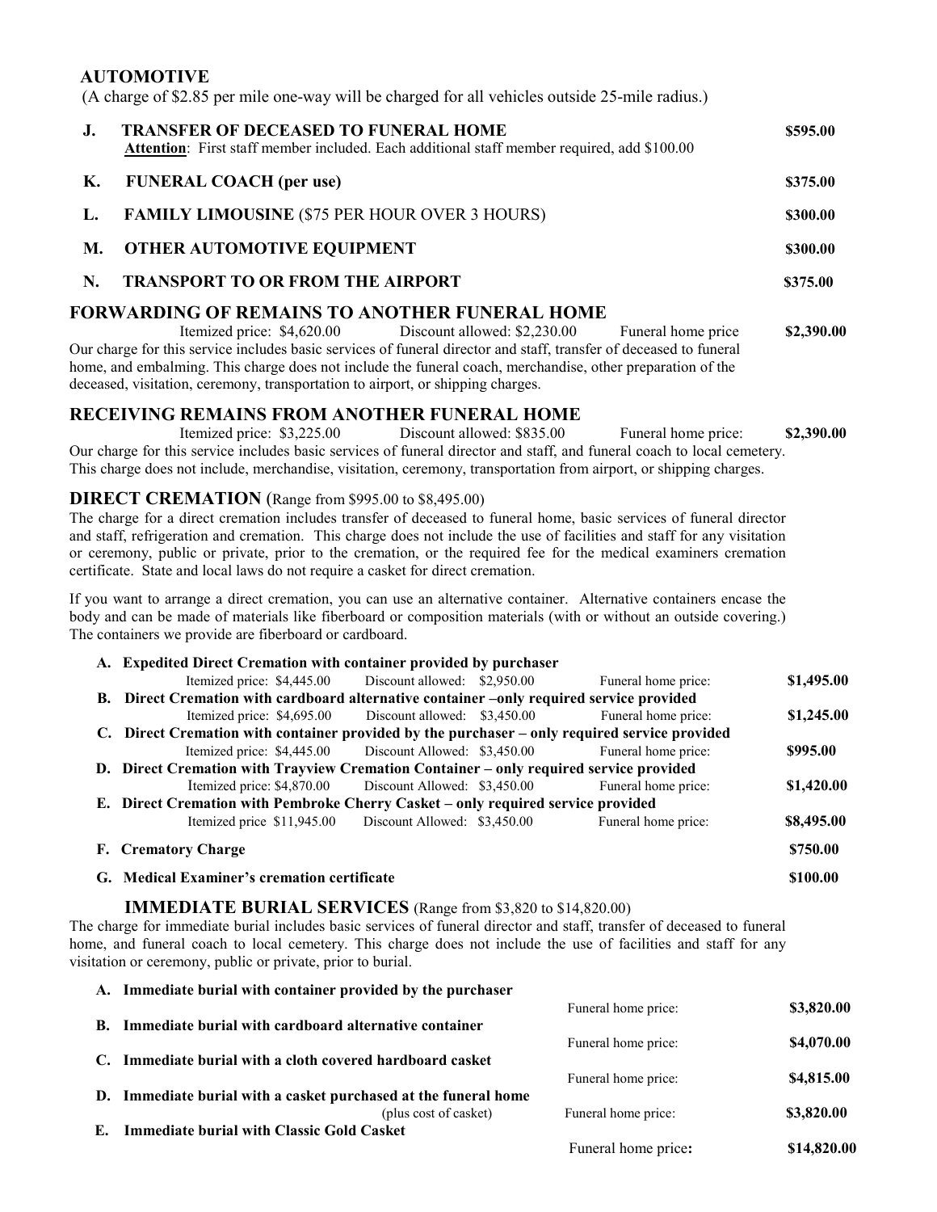## AUTOMOTIVE

(A charge of $2.85 per mile one-way will be charged for all vehicles outside 25-mile radius.)

| | | |
|---|---|---|
| **J.** | **TRANSFER OF DECEASED TO FUNERAL HOME**<br>**Attention**: First staff member included. Each additional staff member required, add $100.00 | **$595.00** |
| **K.** | **FUNERAL COACH (per use)** | **$375.00** |
| **L.** | **FAMILY LIMOUSINE** ($75 PER HOUR OVER 3 HOURS) | **$300.00** |
| **M.** | **OTHER AUTOMOTIVE EQUIPMENT** | **$300.00** |
| **N.** | **TRANSPORT TO OR FROM THE AIRPORT** | **$375.00** |

## FORWARDING OF REMAINS TO ANOTHER FUNERAL HOME

Itemized price: $4,620.00 Discount allowed: $2,230.00 Funeral home price **$2,390.00**

Our charge for this service includes basic services of funeral director and staff, transfer of deceased to funeral home, and embalming. This charge does not include the funeral coach, merchandise, other preparation of the deceased, visitation, ceremony, transportation to airport, or shipping charges.

## RECEIVING REMAINS FROM ANOTHER FUNERAL HOME

Itemized price: $3,225.00 Discount allowed: $835.00 Funeral home price: **$2,390.00**

Our charge for this service includes basic services of funeral director and staff, and funeral coach to local cemetery. This charge does not include, merchandise, visitation, ceremony, transportation from airport, or shipping charges.

## DIRECT CREMATION (Range from $995.00 to $8,495.00)

The charge for a direct cremation includes transfer of deceased to funeral home, basic services of funeral director and staff, refrigeration and cremation. This charge does not include the use of facilities and staff for any visitation or ceremony, public or private, prior to the cremation, or the required fee for the medical examiners cremation certificate. State and local laws do not require a casket for direct cremation.

If you want to arrange a direct cremation, you can use an alternative container. Alternative containers encase the body and can be made of materials like fiberboard or composition materials (with or without an outside covering.) The containers we provide are fiberboard or cardboard.

**A. Expedited Direct Cremation with container provided by purchaser**
Itemized price: $4,445.00 Discount allowed: $2,950.00 Funeral home price: **$1,495.00**

**B. Direct Cremation with cardboard alternative container –only required service provided**
Itemized price: $4,695.00 Discount allowed: $3,450.00 Funeral home price: **$1,245.00**

**C. Direct Cremation with container provided by the purchaser – only required service provided**
Itemized price: $4,445.00 Discount Allowed: $3,450.00 Funeral home price: **$995.00**

**D. Direct Cremation with Trayview Cremation Container – only required service provided**
Itemized price: $4,870.00 Discount Allowed: $3,450.00 Funeral home price: **$1,420.00**

**E. Direct Cremation with Pembroke Cherry Casket – only required service provided**
Itemized price $11,945.00 Discount Allowed: $3,450.00 Funeral home price: **$8,495.00**

**F. Crematory Charge** **$750.00**

**G. Medical Examiner's cremation certificate** **$100.00**

## IMMEDIATE BURIAL SERVICES (Range from $3,820 to $14,820.00)

The charge for immediate burial includes basic services of funeral director and staff, transfer of deceased to funeral home, and funeral coach to local cemetery. This charge does not include the use of facilities and staff for any visitation or ceremony, public or private, prior to burial.

**A. Immediate burial with container provided by the purchaser**
Funeral home price: **$3,820.00**

**B. Immediate burial with cardboard alternative container**
Funeral home price: **$4,070.00**

**C. Immediate burial with a cloth covered hardboard casket**
Funeral home price: **$4,815.00**

**D. Immediate burial with a casket purchased at the funeral home**
(plus cost of casket) Funeral home price: **$3,820.00**

**E. Immediate burial with Classic Gold Casket**
Funeral home price**:** **$14,820.00**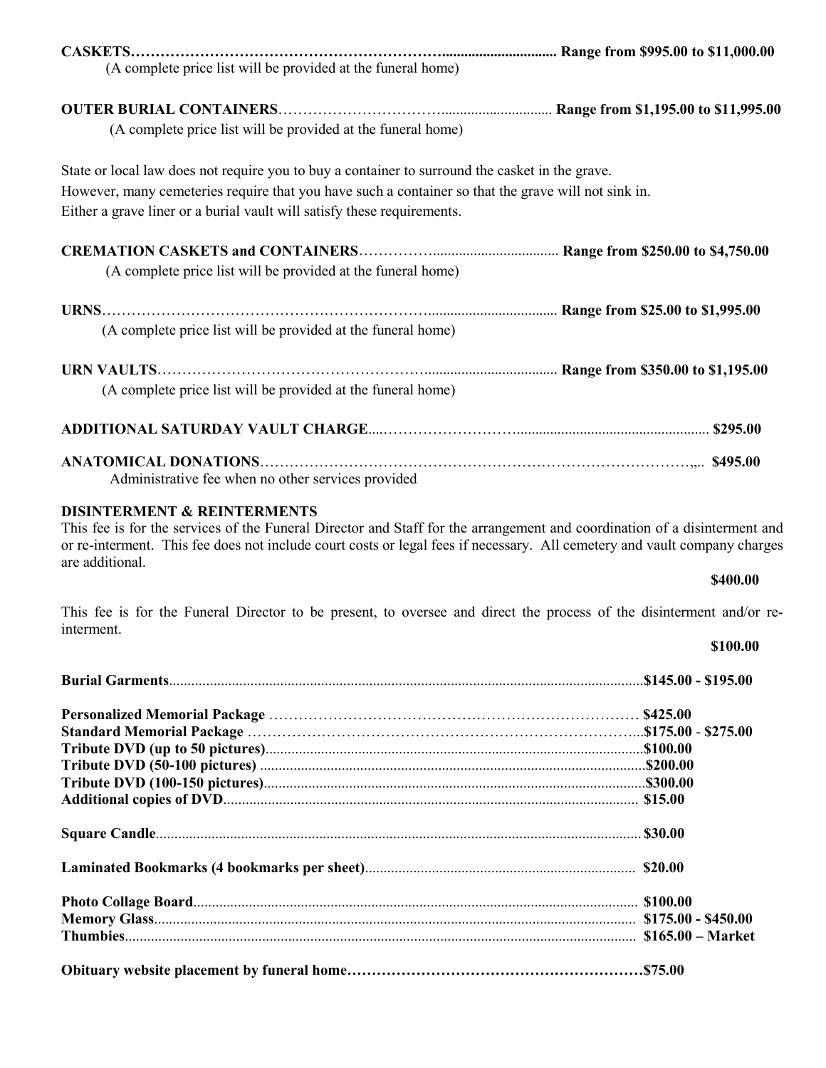**CASKETS……………………………………………………….............................. Range from $995.00 to $11,000.00**

(A complete price list will be provided at the funeral home)

**OUTER BURIAL CONTAINERS**…………………………............................. **Range from $1,195.00 to $11,995.00**

(A complete price list will be provided at the funeral home)

State or local law does not require you to buy a container to surround the casket in the grave.
However, many cemeteries require that you have such a container so that the grave will not sink in.
Either a grave liner or a burial vault will satisfy these requirements.

**CREMATION CASKETS and CONTAINERS**……………................................. **Range from $250.00 to $4,750.00**

(A complete price list will be provided at the funeral home)

**URNS**……………………………………………………….................................. **Range from $25.00 to $1,995.00**

(A complete price list will be provided at the funeral home)

**URN VAULTS**……………………………………………….................................. **Range from $350.00 to $1,195.00**

(A complete price list will be provided at the funeral home)

**ADDITIONAL SATURDAY VAULT CHARGE**....………………………................................................... **$295.00**

**ANATOMICAL DONATIONS**……………………………………………………………………………,,.. **$495.00**

Administrative fee when no other services provided

**DISINTERMENT & REINTERMENTS**

This fee is for the services of the Funeral Director and Staff for the arrangement and coordination of a disinterment and or re-interment. This fee does not include court costs or legal fees if necessary. All cemetery and vault company charges are additional.

**$400.00**

This fee is for the Funeral Director to be present, to oversee and direct the process of the disinterment and/or re-interment.

**$100.00**

**Burial Garments**...........................................................................................................................**$145.00 - $195.00**

**Personalized Memorial Package** ………………………………………………………………… **$425.00**
**Standard Memorial Package** ……………………………………………………………………...**$175.00 - $275.00**
**Tribute DVD (up to 50 pictures)**...................................................................................................**$100.00**
**Tribute DVD (50-100 pictures)** .....................................................................................................**$200.00**
**Tribute DVD (100-150 pictures)**....................................................................................................**$300.00**
**Additional copies of DVD**............................................................................................... **$15.00**

**Square Candle**............................................................................................................................ **$30.00**

**Laminated Bookmarks (4 bookmarks per sheet)**....................................................................... **$20.00**

**Photo Collage Board**.................................................................................................................. **$100.00**
**Memory Glass**............................................................................................................................. **$175.00 - $450.00**
**Thumbies**...................................................................................................................................... **$165.00 – Market**

**Obituary website placement by funeral home……………………………………………………$75.00**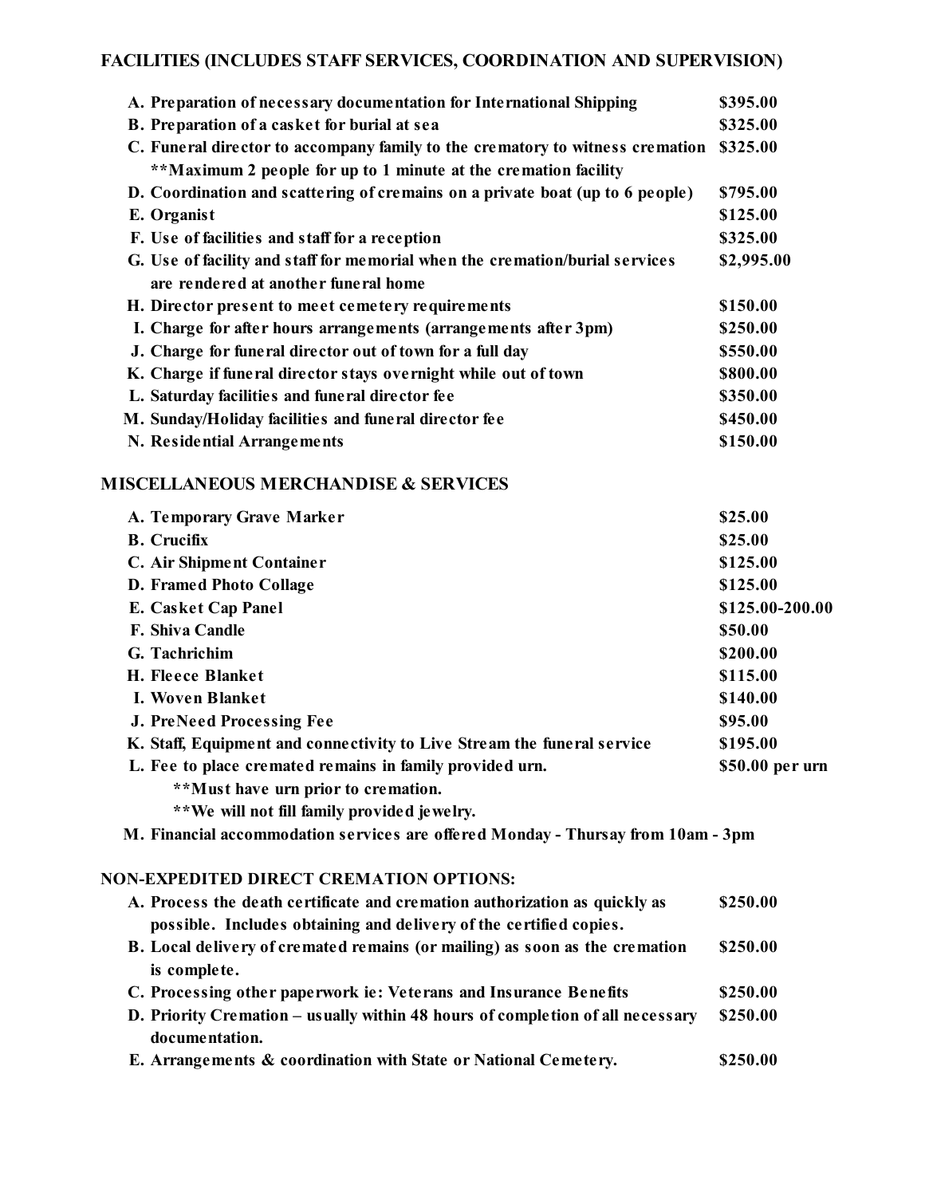## FACILITIES (INCLUDES STAFF SERVICES, COORDINATION AND SUPERVISION)

| | |
|---|---|
| A. Preparation of necessary documentation for International Shipping | $395.00 |
| B. Preparation of a casket for burial at sea | $325.00 |
| C. Funeral director to accompany family to the crematory to witness cremation<br>**Maximum 2 people for up to 1 minute at the cremation facility | $325.00 |
| D. Coordination and scattering of cremains on a private boat (up to 6 people) | $795.00 |
| E. Organist | $125.00 |
| F. Use of facilities and staff for a reception | $325.00 |
| G. Use of facility and staff for memorial when the cremation/burial services are rendered at another funeral home | $2,995.00 |
| H. Director present to meet cemetery requirements | $150.00 |
| I. Charge for after hours arrangements (arrangements after 3pm) | $250.00 |
| J. Charge for funeral director out of town for a full day | $550.00 |
| K. Charge if funeral director stays overnight while out of town | $800.00 |
| L. Saturday facilities and funeral director fee | $350.00 |
| M. Sunday/Holiday facilities and funeral director fee | $450.00 |
| N. Residential Arrangements | $150.00 |

## MISCELLANEOUS MERCHANDISE & SERVICES

| | |
|---|---|
| A. Temporary Grave Marker | $25.00 |
| B. Crucifix | $25.00 |
| C. Air Shipment Container | $125.00 |
| D. Framed Photo Collage | $125.00 |
| E. Casket Cap Panel | $125.00-200.00 |
| F. Shiva Candle | $50.00 |
| G. Tachrichim | $200.00 |
| H. Fleece Blanket | $115.00 |
| I. Woven Blanket | $140.00 |
| J. PreNeed Processing Fee | $95.00 |
| K. Staff, Equipment and connectivity to Live Stream the funeral service | $195.00 |
| L. Fee to place cremated remains in family provided urn.<br>**Must have urn prior to cremation.<br>**We will not fill family provided jewelry. | $50.00 per urn |
| M. Financial accommodation services are offered Monday - Thursay from 10am - 3pm | |

## NON-EXPEDITED DIRECT CREMATION OPTIONS:

| | |
|---|---|
| A. Process the death certificate and cremation authorization as quickly as possible. Includes obtaining and delivery of the certified copies. | $250.00 |
| B. Local delivery of cremated remains (or mailing) as soon as the cremation is complete. | $250.00 |
| C. Processing other paperwork ie: Veterans and Insurance Benefits | $250.00 |
| D. Priority Cremation – usually within 48 hours of completion of all necessary documentation. | $250.00 |
| E. Arrangements & coordination with State or National Cemetery. | $250.00 |